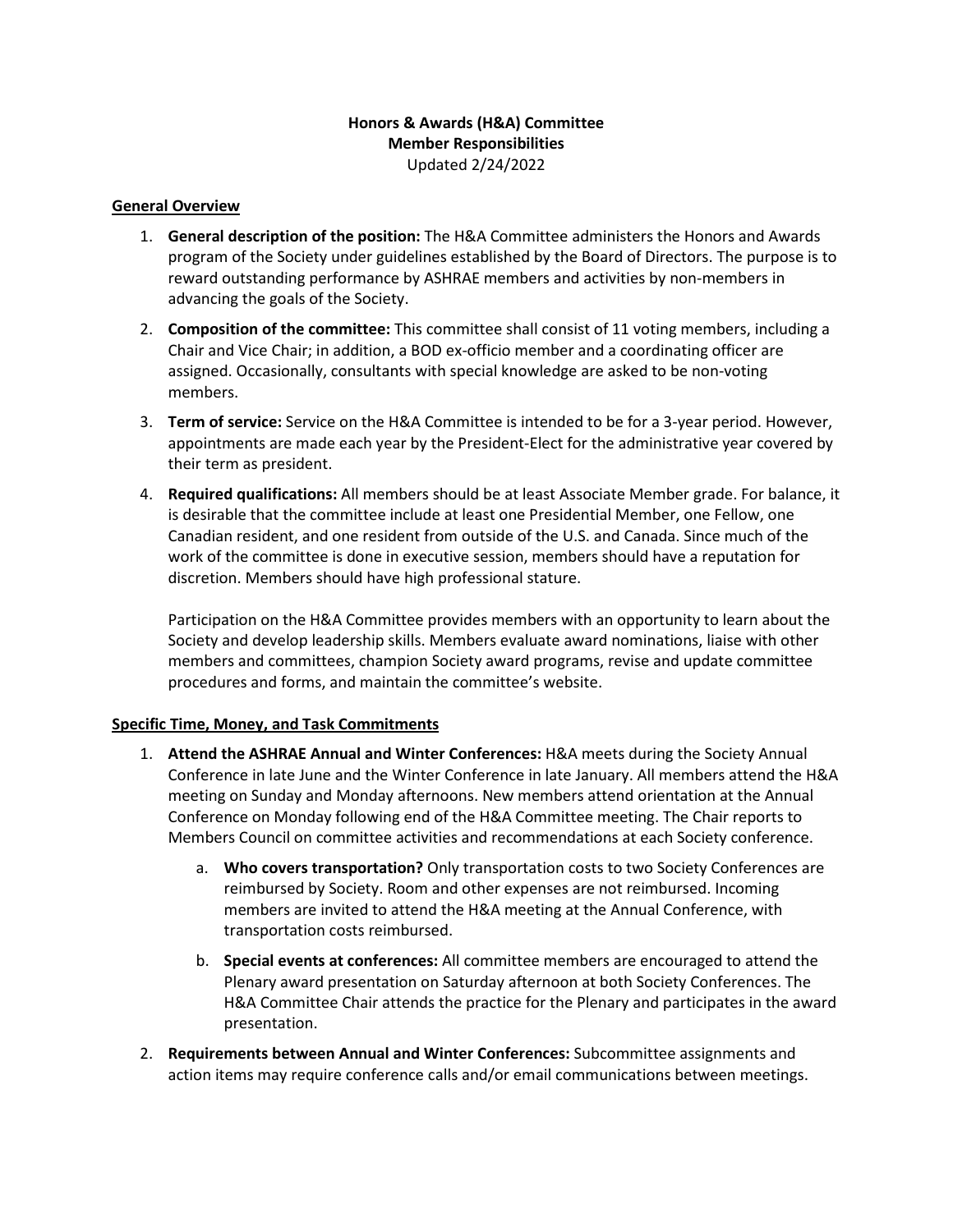**Honors & Awards (H&A) Committee**
**Member Responsibilities**
Updated 2/24/2022

**General Overview**

1. **General description of the position:** The H&A Committee administers the Honors and Awards program of the Society under guidelines established by the Board of Directors. The purpose is to reward outstanding performance by ASHRAE members and activities by non-members in advancing the goals of the Society.

2. **Composition of the committee:** This committee shall consist of 11 voting members, including a Chair and Vice Chair; in addition, a BOD ex-officio member and a coordinating officer are assigned. Occasionally, consultants with special knowledge are asked to be non-voting members.

3. **Term of service:** Service on the H&A Committee is intended to be for a 3-year period. However, appointments are made each year by the President-Elect for the administrative year covered by their term as president.

4. **Required qualifications:** All members should be at least Associate Member grade. For balance, it is desirable that the committee include at least one Presidential Member, one Fellow, one Canadian resident, and one resident from outside of the U.S. and Canada. Since much of the work of the committee is done in executive session, members should have a reputation for discretion. Members should have high professional stature.

   Participation on the H&A Committee provides members with an opportunity to learn about the Society and develop leadership skills. Members evaluate award nominations, liaise with other members and committees, champion Society award programs, revise and update committee procedures and forms, and maintain the committee's website.

**Specific Time, Money, and Task Commitments**

1. **Attend the ASHRAE Annual and Winter Conferences:** H&A meets during the Society Annual Conference in late June and the Winter Conference in late January. All members attend the H&A meeting on Sunday and Monday afternoons. New members attend orientation at the Annual Conference on Monday following end of the H&A Committee meeting. The Chair reports to Members Council on committee activities and recommendations at each Society conference.

   a. **Who covers transportation?** Only transportation costs to two Society Conferences are reimbursed by Society. Room and other expenses are not reimbursed. Incoming members are invited to attend the H&A meeting at the Annual Conference, with transportation costs reimbursed.

   b. **Special events at conferences:** All committee members are encouraged to attend the Plenary award presentation on Saturday afternoon at both Society Conferences. The H&A Committee Chair attends the practice for the Plenary and participates in the award presentation.

2. **Requirements between Annual and Winter Conferences:** Subcommittee assignments and action items may require conference calls and/or email communications between meetings.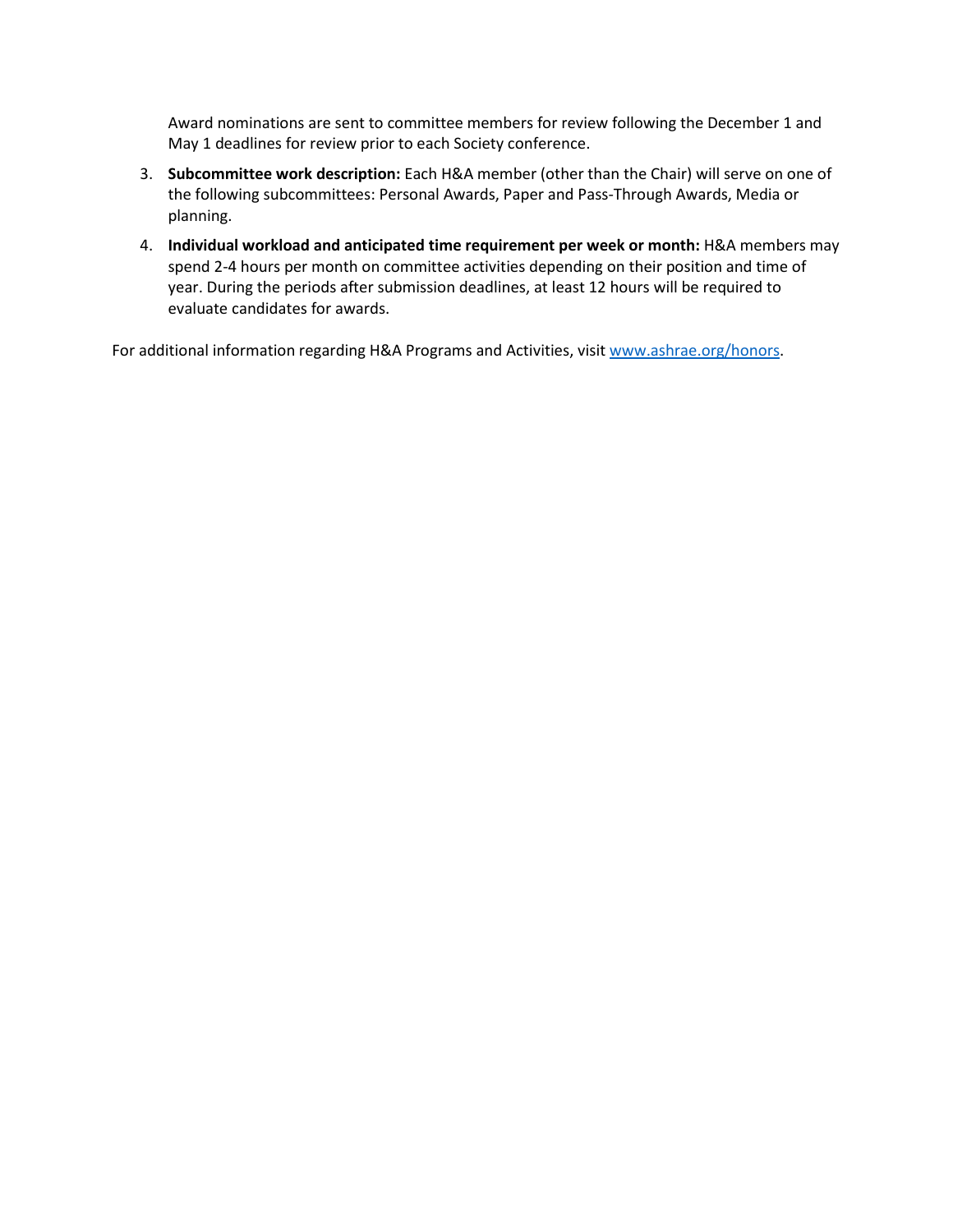Award nominations are sent to committee members for review following the December 1 and May 1 deadlines for review prior to each Society conference.

3. **Subcommittee work description:** Each H&A member (other than the Chair) will serve on one of the following subcommittees: Personal Awards, Paper and Pass-Through Awards, Media or planning.
4. **Individual workload and anticipated time requirement per week or month:** H&A members may spend 2-4 hours per month on committee activities depending on their position and time of year. During the periods after submission deadlines, at least 12 hours will be required to evaluate candidates for awards.

For additional information regarding H&A Programs and Activities, visit [www.ashrae.org/honors](http://www.ashrae.org/honors).